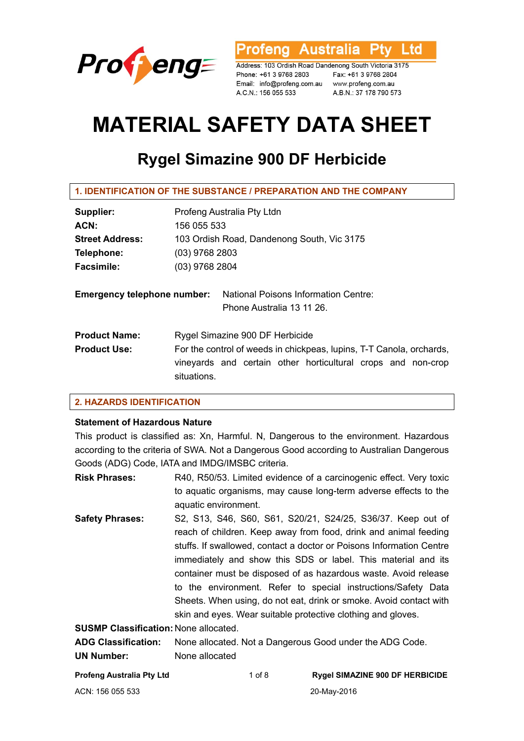**Profeng Australia Pty Ltd**

Address: 103 Ordish Road Dandenong South Victoria 3175
Phone: +61 3 9768 2803 Fax: +61 3 9768 2804
Email: info@profeng.com.au www.profeng.com.au
A.C.N.: 156 055 533 A.B.N.: 37 178 790 573

# MATERIAL SAFETY DATA SHEET

## Rygel Simazine 900 DF Herbicide

### 1. IDENTIFICATION OF THE SUBSTANCE / PREPARATION AND THE COMPANY

**Supplier:** Profeng Australia Pty Ltdn
**ACN:** 156 055 533
**Street Address:** 103 Ordish Road, Dandenong South, Vic 3175
**Telephone:** (03) 9768 2803
**Facsimile:** (03) 9768 2804

**Emergency telephone number:** National Poisons Information Centre: Phone Australia 13 11 26.

**Product Name:** Rygel Simazine 900 DF Herbicide
**Product Use:** For the control of weeds in chickpeas, lupins, T-T Canola, orchards, vineyards and certain other horticultural crops and non-crop situations.

### 2. HAZARDS IDENTIFICATION

**Statement of Hazardous Nature**

This product is classified as: Xn, Harmful. N, Dangerous to the environment. Hazardous according to the criteria of SWA. Not a Dangerous Good according to Australian Dangerous Goods (ADG) Code, IATA and IMDG/IMSBC criteria.

**Risk Phrases:** R40, R50/53. Limited evidence of a carcinogenic effect. Very toxic to aquatic organisms, may cause long-term adverse effects to the aquatic environment.

**Safety Phrases:** S2, S13, S46, S60, S61, S20/21, S24/25, S36/37. Keep out of reach of children. Keep away from food, drink and animal feeding stuffs. If swallowed, contact a doctor or Poisons Information Centre immediately and show this SDS or label. This material and its container must be disposed of as hazardous waste. Avoid release to the environment. Refer to special instructions/Safety Data Sheets. When using, do not eat, drink or smoke. Avoid contact with skin and eyes. Wear suitable protective clothing and gloves.

**SUSMP Classification:** None allocated.
**ADG Classification:** None allocated. Not a Dangerous Good under the ADG Code.
**UN Number:** None allocated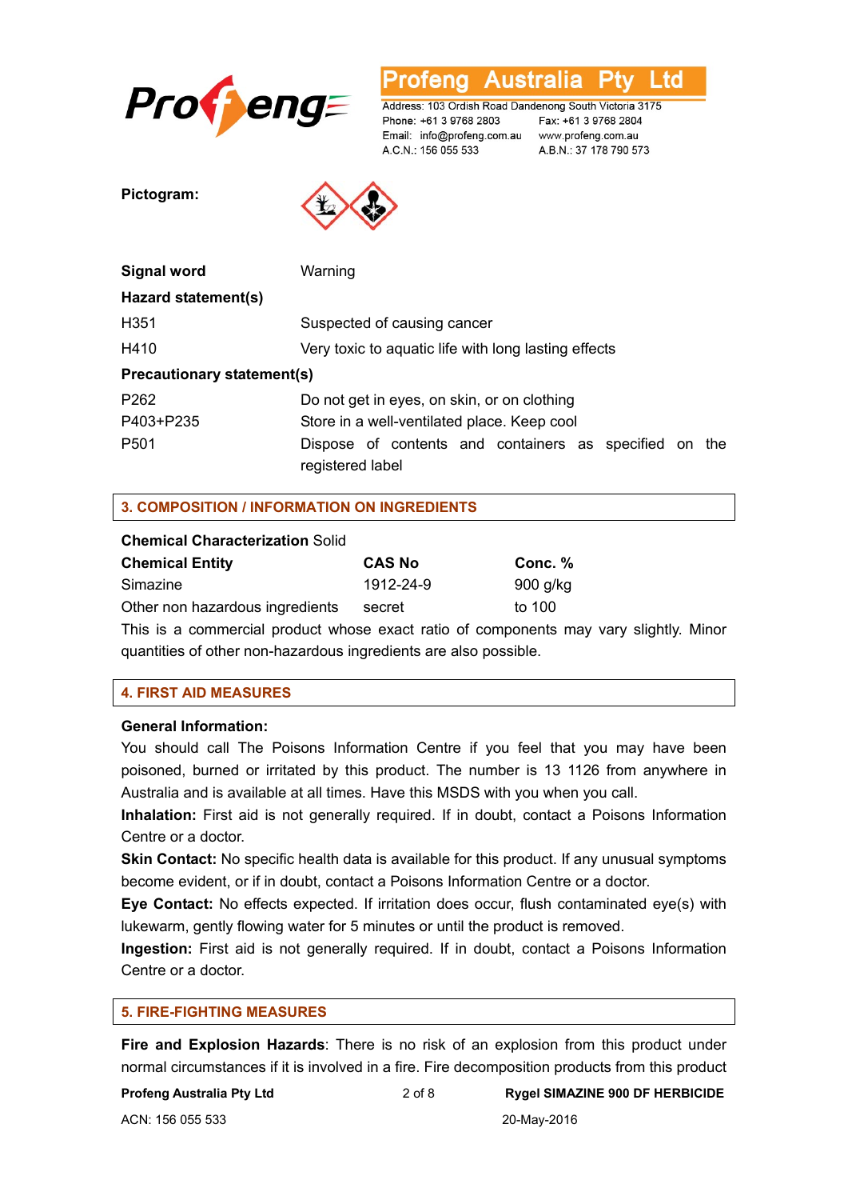**Pictogram:**

| | |
|---|---|
| **Signal word** | Warning |
| **Hazard statement(s)** | |
| H351 | Suspected of causing cancer |
| H410 | Very toxic to aquatic life with long lasting effects |
| **Precautionary statement(s)** | |
| P262 | Do not get in eyes, on skin, or on clothing |
| P403+P235 | Store in a well-ventilated place. Keep cool |
| P501 | Dispose of contents and containers as specified on the registered label |

## 3. COMPOSITION / INFORMATION ON INGREDIENTS

**Chemical Characterization** Solid

| **Chemical Entity** | **CAS No** | **Conc. %** |
|---|---|---|
| Simazine | 1912-24-9 | 900 g/kg |
| Other non hazardous ingredients | secret | to 100 |

This is a commercial product whose exact ratio of components may vary slightly. Minor quantities of other non-hazardous ingredients are also possible.

## 4. FIRST AID MEASURES

**General Information:**
You should call The Poisons Information Centre if you feel that you may have been poisoned, burned or irritated by this product. The number is 13 1126 from anywhere in Australia and is available at all times. Have this MSDS with you when you call.

**Inhalation:** First aid is not generally required. If in doubt, contact a Poisons Information Centre or a doctor.

**Skin Contact:** No specific health data is available for this product. If any unusual symptoms become evident, or if in doubt, contact a Poisons Information Centre or a doctor.

**Eye Contact:** No effects expected. If irritation does occur, flush contaminated eye(s) with lukewarm, gently flowing water for 5 minutes or until the product is removed.

**Ingestion:** First aid is not generally required. If in doubt, contact a Poisons Information Centre or a doctor.

## 5. FIRE-FIGHTING MEASURES

**Fire and Explosion Hazards**: There is no risk of an explosion from this product under normal circumstances if it is involved in a fire. Fire decomposition products from this product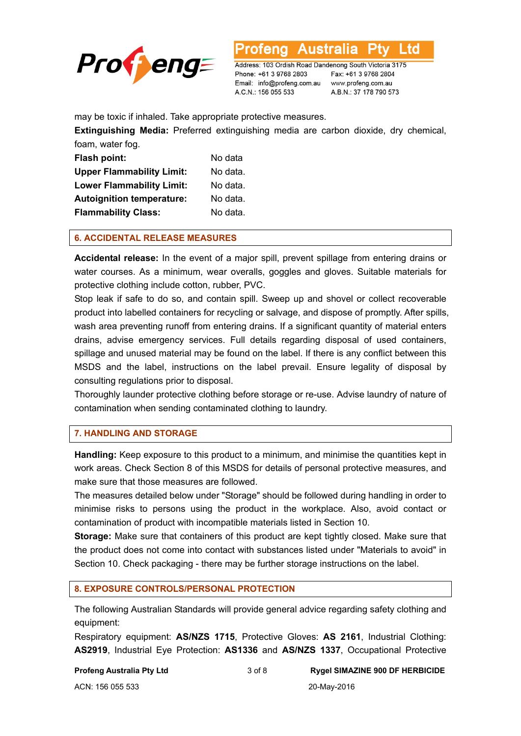may be toxic if inhaled. Take appropriate protective measures.

**Extinguishing Media:** Preferred extinguishing media are carbon dioxide, dry chemical, foam, water fog.

| | |
|---|---|
| **Flash point:** | No data |
| **Upper Flammability Limit:** | No data. |
| **Lower Flammability Limit:** | No data. |
| **Autoignition temperature:** | No data. |
| **Flammability Class:** | No data. |

## 6. ACCIDENTAL RELEASE MEASURES

**Accidental release:** In the event of a major spill, prevent spillage from entering drains or water courses. As a minimum, wear overalls, goggles and gloves. Suitable materials for protective clothing include cotton, rubber, PVC.

Stop leak if safe to do so, and contain spill. Sweep up and shovel or collect recoverable product into labelled containers for recycling or salvage, and dispose of promptly. After spills, wash area preventing runoff from entering drains. If a significant quantity of material enters drains, advise emergency services. Full details regarding disposal of used containers, spillage and unused material may be found on the label. If there is any conflict between this MSDS and the label, instructions on the label prevail. Ensure legality of disposal by consulting regulations prior to disposal.

Thoroughly launder protective clothing before storage or re-use. Advise laundry of nature of contamination when sending contaminated clothing to laundry.

## 7. HANDLING AND STORAGE

**Handling:** Keep exposure to this product to a minimum, and minimise the quantities kept in work areas. Check Section 8 of this MSDS for details of personal protective measures, and make sure that those measures are followed.

The measures detailed below under "Storage" should be followed during handling in order to minimise risks to persons using the product in the workplace. Also, avoid contact or contamination of product with incompatible materials listed in Section 10.

**Storage:** Make sure that containers of this product are kept tightly closed. Make sure that the product does not come into contact with substances listed under "Materials to avoid" in Section 10. Check packaging - there may be further storage instructions on the label.

## 8. EXPOSURE CONTROLS/PERSONAL PROTECTION

The following Australian Standards will provide general advice regarding safety clothing and equipment:

Respiratory equipment: **AS/NZS 1715**, Protective Gloves: **AS 2161**, Industrial Clothing: **AS2919**, Industrial Eye Protection: **AS1336** and **AS/NZS 1337**, Occupational Protective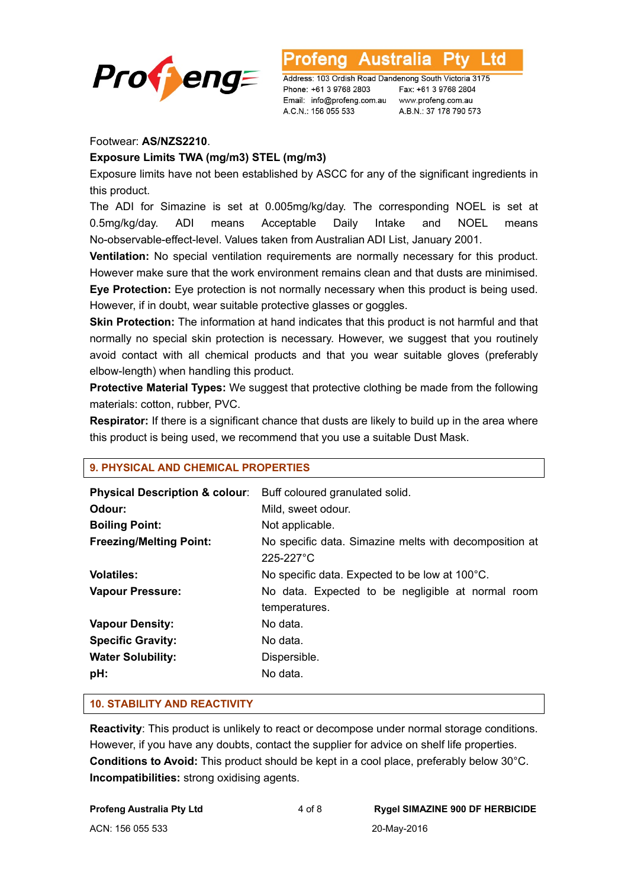Footwear: **AS/NZS2210**.

**Exposure Limits TWA (mg/m3) STEL (mg/m3)**

Exposure limits have not been established by ASCC for any of the significant ingredients in this product.

The ADI for Simazine is set at 0.005mg/kg/day. The corresponding NOEL is set at 0.5mg/kg/day. ADI means Acceptable Daily Intake and NOEL means No-observable-effect-level. Values taken from Australian ADI List, January 2001.

**Ventilation:** No special ventilation requirements are normally necessary for this product. However make sure that the work environment remains clean and that dusts are minimised.

**Eye Protection:** Eye protection is not normally necessary when this product is being used. However, if in doubt, wear suitable protective glasses or goggles.

**Skin Protection:** The information at hand indicates that this product is not harmful and that normally no special skin protection is necessary. However, we suggest that you routinely avoid contact with all chemical products and that you wear suitable gloves (preferably elbow-length) when handling this product.

**Protective Material Types:** We suggest that protective clothing be made from the following materials: cotton, rubber, PVC.

**Respirator:** If there is a significant chance that dusts are likely to build up in the area where this product is being used, we recommend that you use a suitable Dust Mask.

## 9. PHYSICAL AND CHEMICAL PROPERTIES

| | |
|---|---|
| **Physical Description & colour**: | Buff coloured granulated solid. |
| **Odour:** | Mild, sweet odour. |
| **Boiling Point:** | Not applicable. |
| **Freezing/Melting Point:** | No specific data. Simazine melts with decomposition at 225-227°C |
| **Volatiles:** | No specific data. Expected to be low at 100°C. |
| **Vapour Pressure:** | No data. Expected to be negligible at normal room temperatures. |
| **Vapour Density:** | No data. |
| **Specific Gravity:** | No data. |
| **Water Solubility:** | Dispersible. |
| **pH:** | No data. |

## 10. STABILITY AND REACTIVITY

**Reactivity**: This product is unlikely to react or decompose under normal storage conditions. However, if you have any doubts, contact the supplier for advice on shelf life properties.

**Conditions to Avoid:** This product should be kept in a cool place, preferably below 30°C.

**Incompatibilities:** strong oxidising agents.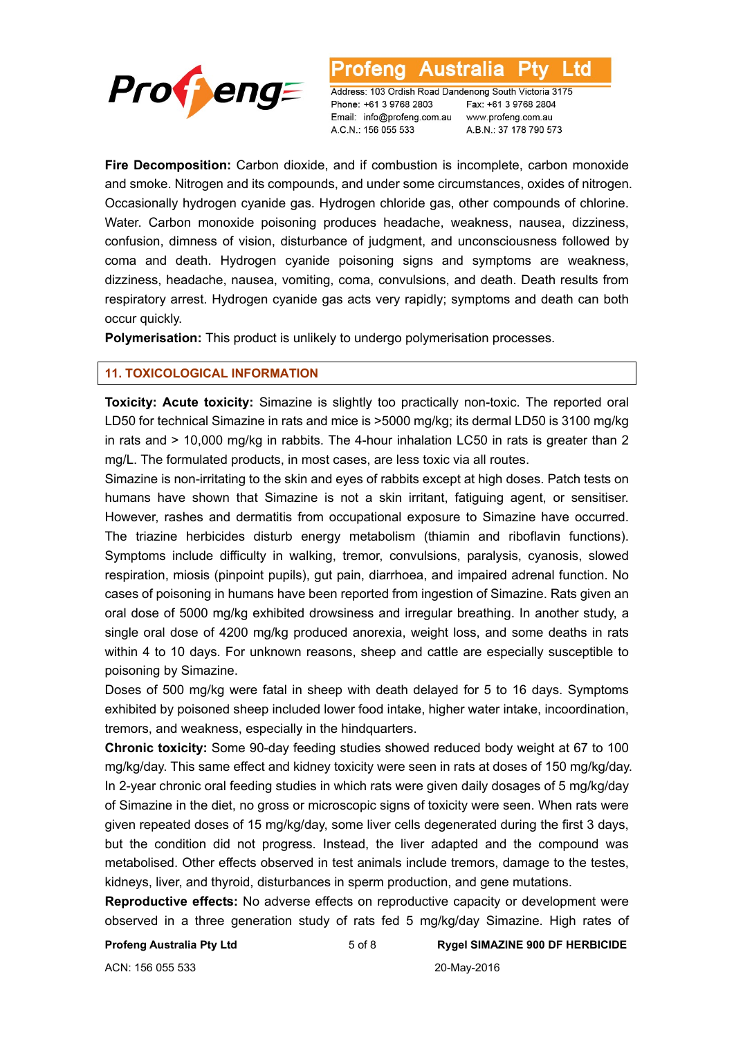**Fire Decomposition:** Carbon dioxide, and if combustion is incomplete, carbon monoxide and smoke. Nitrogen and its compounds, and under some circumstances, oxides of nitrogen. Occasionally hydrogen cyanide gas. Hydrogen chloride gas, other compounds of chlorine. Water. Carbon monoxide poisoning produces headache, weakness, nausea, dizziness, confusion, dimness of vision, disturbance of judgment, and unconsciousness followed by coma and death. Hydrogen cyanide poisoning signs and symptoms are weakness, dizziness, headache, nausea, vomiting, coma, convulsions, and death. Death results from respiratory arrest. Hydrogen cyanide gas acts very rapidly; symptoms and death can both occur quickly.

**Polymerisation:** This product is unlikely to undergo polymerisation processes.

## 11. TOXICOLOGICAL INFORMATION

**Toxicity: Acute toxicity:** Simazine is slightly too practically non-toxic. The reported oral LD50 for technical Simazine in rats and mice is >5000 mg/kg; its dermal LD50 is 3100 mg/kg in rats and > 10,000 mg/kg in rabbits. The 4-hour inhalation LC50 in rats is greater than 2 mg/L. The formulated products, in most cases, are less toxic via all routes.

Simazine is non-irritating to the skin and eyes of rabbits except at high doses. Patch tests on humans have shown that Simazine is not a skin irritant, fatiguing agent, or sensitiser. However, rashes and dermatitis from occupational exposure to Simazine have occurred. The triazine herbicides disturb energy metabolism (thiamin and riboflavin functions). Symptoms include difficulty in walking, tremor, convulsions, paralysis, cyanosis, slowed respiration, miosis (pinpoint pupils), gut pain, diarrhoea, and impaired adrenal function. No cases of poisoning in humans have been reported from ingestion of Simazine. Rats given an oral dose of 5000 mg/kg exhibited drowsiness and irregular breathing. In another study, a single oral dose of 4200 mg/kg produced anorexia, weight loss, and some deaths in rats within 4 to 10 days. For unknown reasons, sheep and cattle are especially susceptible to poisoning by Simazine.

Doses of 500 mg/kg were fatal in sheep with death delayed for 5 to 16 days. Symptoms exhibited by poisoned sheep included lower food intake, higher water intake, incoordination, tremors, and weakness, especially in the hindquarters.

**Chronic toxicity:** Some 90-day feeding studies showed reduced body weight at 67 to 100 mg/kg/day. This same effect and kidney toxicity were seen in rats at doses of 150 mg/kg/day. In 2-year chronic oral feeding studies in which rats were given daily dosages of 5 mg/kg/day of Simazine in the diet, no gross or microscopic signs of toxicity were seen. When rats were given repeated doses of 15 mg/kg/day, some liver cells degenerated during the first 3 days, but the condition did not progress. Instead, the liver adapted and the compound was metabolised. Other effects observed in test animals include tremors, damage to the testes, kidneys, liver, and thyroid, disturbances in sperm production, and gene mutations.

**Reproductive effects:** No adverse effects on reproductive capacity or development were observed in a three generation study of rats fed 5 mg/kg/day Simazine. High rates of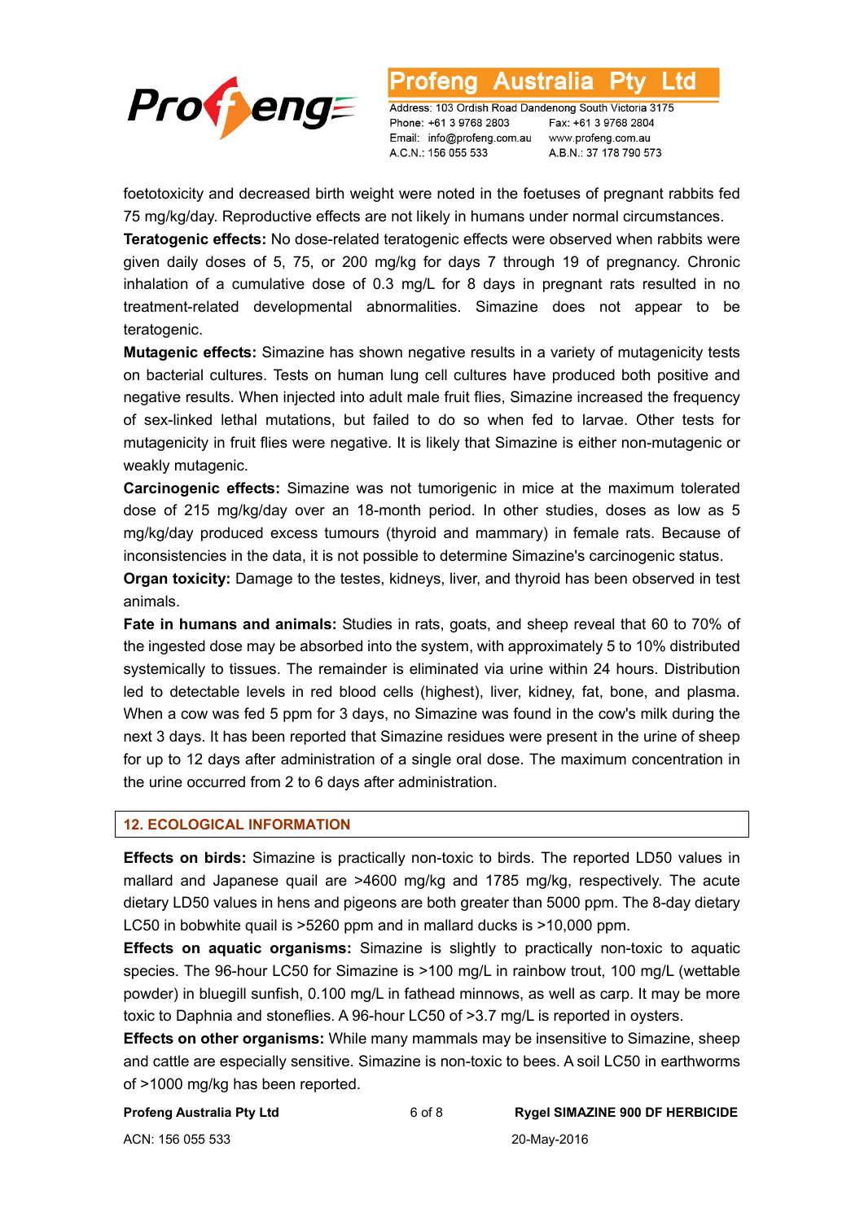foetotoxicity and decreased birth weight were noted in the foetuses of pregnant rabbits fed 75 mg/kg/day. Reproductive effects are not likely in humans under normal circumstances.

**Teratogenic effects:** No dose-related teratogenic effects were observed when rabbits were given daily doses of 5, 75, or 200 mg/kg for days 7 through 19 of pregnancy. Chronic inhalation of a cumulative dose of 0.3 mg/L for 8 days in pregnant rats resulted in no treatment-related developmental abnormalities. Simazine does not appear to be teratogenic.

**Mutagenic effects:** Simazine has shown negative results in a variety of mutagenicity tests on bacterial cultures. Tests on human lung cell cultures have produced both positive and negative results. When injected into adult male fruit flies, Simazine increased the frequency of sex-linked lethal mutations, but failed to do so when fed to larvae. Other tests for mutagenicity in fruit flies were negative. It is likely that Simazine is either non-mutagenic or weakly mutagenic.

**Carcinogenic effects:** Simazine was not tumorigenic in mice at the maximum tolerated dose of 215 mg/kg/day over an 18-month period. In other studies, doses as low as 5 mg/kg/day produced excess tumours (thyroid and mammary) in female rats. Because of inconsistencies in the data, it is not possible to determine Simazine's carcinogenic status.

**Organ toxicity:** Damage to the testes, kidneys, liver, and thyroid has been observed in test animals.

**Fate in humans and animals:** Studies in rats, goats, and sheep reveal that 60 to 70% of the ingested dose may be absorbed into the system, with approximately 5 to 10% distributed systemically to tissues. The remainder is eliminated via urine within 24 hours. Distribution led to detectable levels in red blood cells (highest), liver, kidney, fat, bone, and plasma. When a cow was fed 5 ppm for 3 days, no Simazine was found in the cow's milk during the next 3 days. It has been reported that Simazine residues were present in the urine of sheep for up to 12 days after administration of a single oral dose. The maximum concentration in the urine occurred from 2 to 6 days after administration.

## 12. ECOLOGICAL INFORMATION

**Effects on birds:** Simazine is practically non-toxic to birds. The reported LD50 values in mallard and Japanese quail are >4600 mg/kg and 1785 mg/kg, respectively. The acute dietary LD50 values in hens and pigeons are both greater than 5000 ppm. The 8-day dietary LC50 in bobwhite quail is >5260 ppm and in mallard ducks is >10,000 ppm.

**Effects on aquatic organisms:** Simazine is slightly to practically non-toxic to aquatic species. The 96-hour LC50 for Simazine is >100 mg/L in rainbow trout, 100 mg/L (wettable powder) in bluegill sunfish, 0.100 mg/L in fathead minnows, as well as carp. It may be more toxic to Daphnia and stoneflies. A 96-hour LC50 of >3.7 mg/L is reported in oysters.

**Effects on other organisms:** While many mammals may be insensitive to Simazine, sheep and cattle are especially sensitive. Simazine is non-toxic to bees. A soil LC50 in earthworms of >1000 mg/kg has been reported.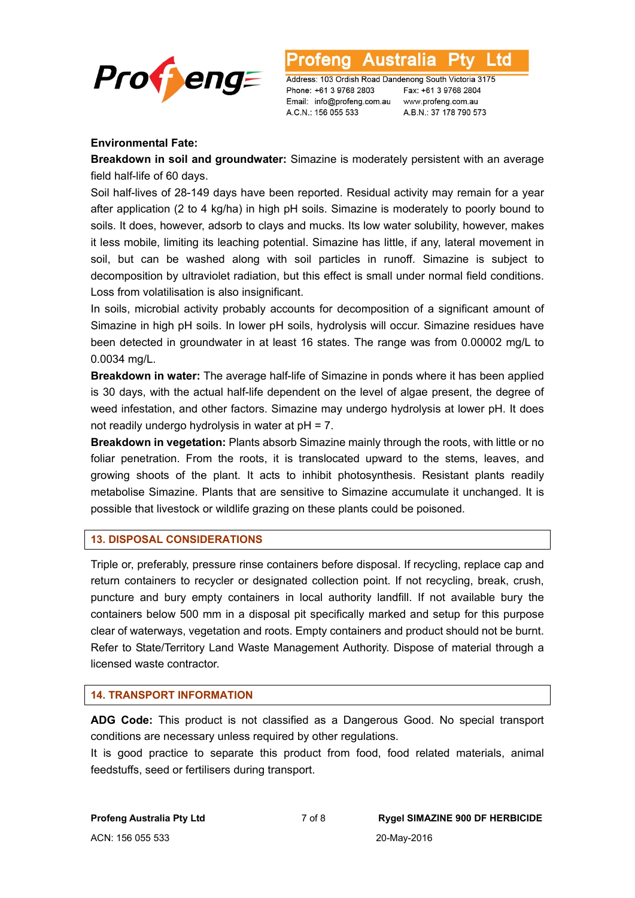**Environmental Fate:**

**Breakdown in soil and groundwater:** Simazine is moderately persistent with an average field half-life of 60 days.

Soil half-lives of 28-149 days have been reported. Residual activity may remain for a year after application (2 to 4 kg/ha) in high pH soils. Simazine is moderately to poorly bound to soils. It does, however, adsorb to clays and mucks. Its low water solubility, however, makes it less mobile, limiting its leaching potential. Simazine has little, if any, lateral movement in soil, but can be washed along with soil particles in runoff. Simazine is subject to decomposition by ultraviolet radiation, but this effect is small under normal field conditions. Loss from volatilisation is also insignificant.

In soils, microbial activity probably accounts for decomposition of a significant amount of Simazine in high pH soils. In lower pH soils, hydrolysis will occur. Simazine residues have been detected in groundwater in at least 16 states. The range was from 0.00002 mg/L to 0.0034 mg/L.

**Breakdown in water:** The average half-life of Simazine in ponds where it has been applied is 30 days, with the actual half-life dependent on the level of algae present, the degree of weed infestation, and other factors. Simazine may undergo hydrolysis at lower pH. It does not readily undergo hydrolysis in water at pH = 7.

**Breakdown in vegetation:** Plants absorb Simazine mainly through the roots, with little or no foliar penetration. From the roots, it is translocated upward to the stems, leaves, and growing shoots of the plant. It acts to inhibit photosynthesis. Resistant plants readily metabolise Simazine. Plants that are sensitive to Simazine accumulate it unchanged. It is possible that livestock or wildlife grazing on these plants could be poisoned.

## 13. DISPOSAL CONSIDERATIONS

Triple or, preferably, pressure rinse containers before disposal. If recycling, replace cap and return containers to recycler or designated collection point. If not recycling, break, crush, puncture and bury empty containers in local authority landfill. If not available bury the containers below 500 mm in a disposal pit specifically marked and setup for this purpose clear of waterways, vegetation and roots. Empty containers and product should not be burnt. Refer to State/Territory Land Waste Management Authority. Dispose of material through a licensed waste contractor.

## 14. TRANSPORT INFORMATION

**ADG Code:** This product is not classified as a Dangerous Good. No special transport conditions are necessary unless required by other regulations.

It is good practice to separate this product from food, food related materials, animal feedstuffs, seed or fertilisers during transport.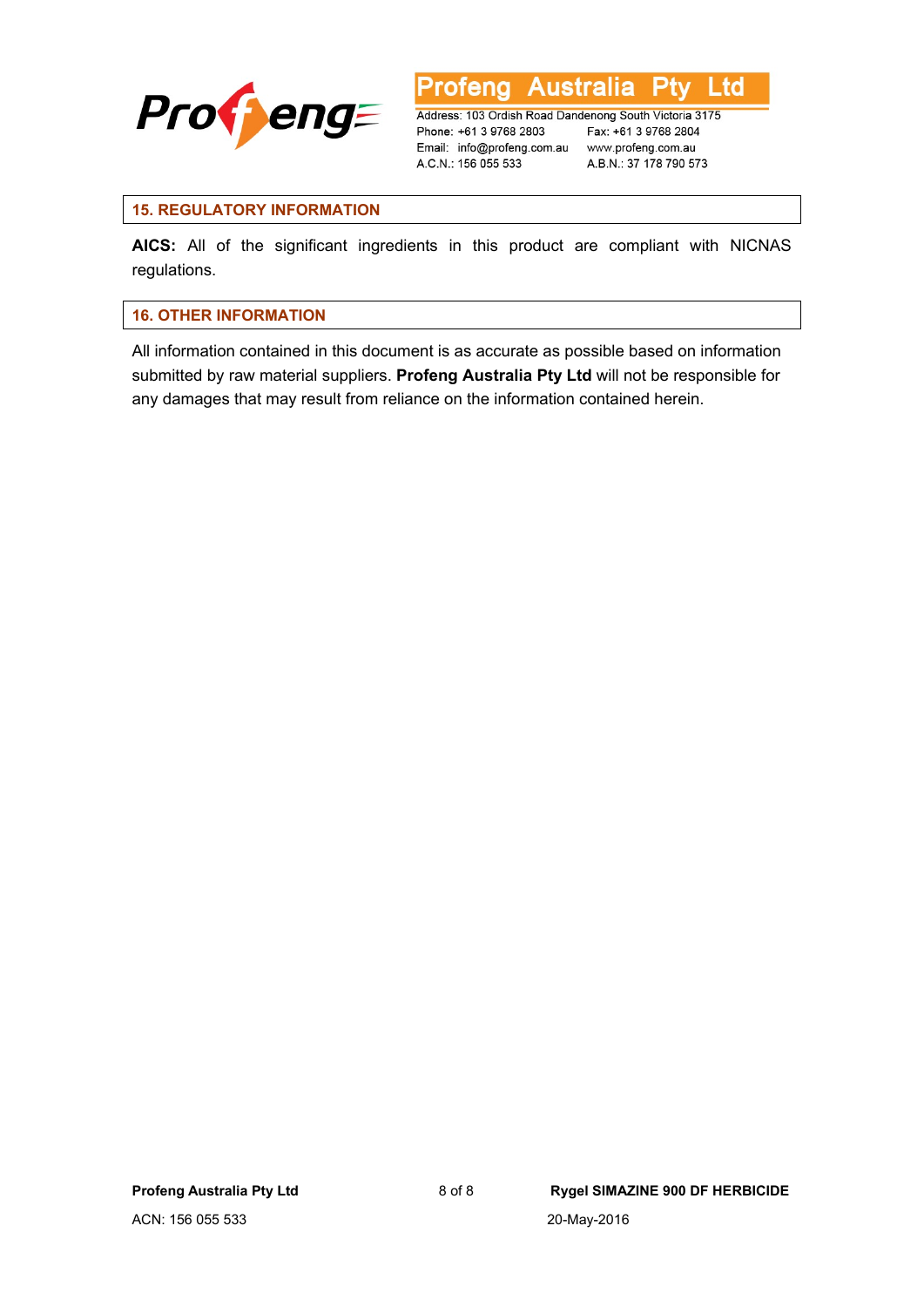## 15. REGULATORY INFORMATION

**AICS:** All of the significant ingredients in this product are compliant with NICNAS regulations.

## 16. OTHER INFORMATION

All information contained in this document is as accurate as possible based on information submitted by raw material suppliers. **Profeng Australia Pty Ltd** will not be responsible for any damages that may result from reliance on the information contained herein.